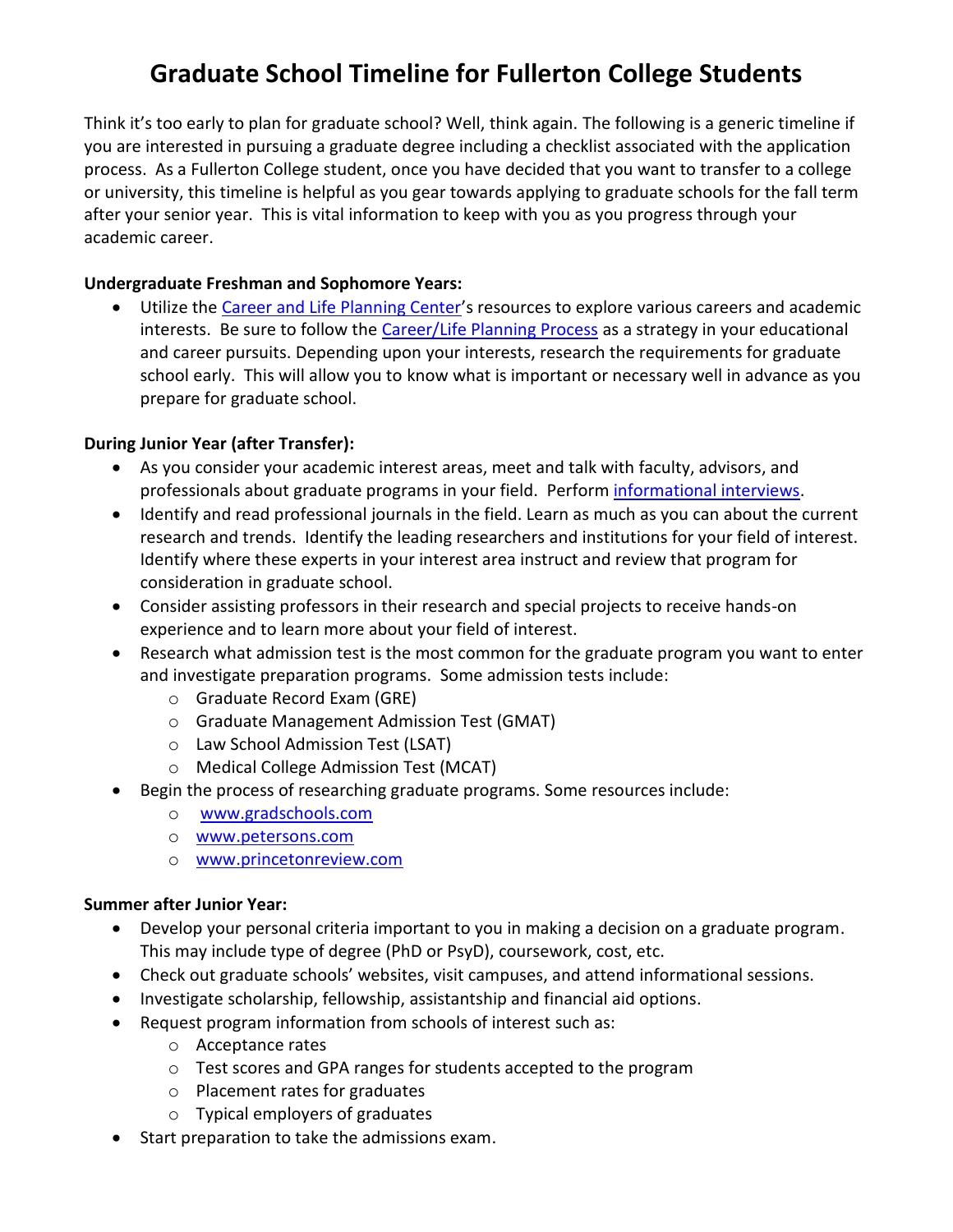# Graduate School Timeline for Fullerton College Students

Think it's too early to plan for graduate school? Well, think again. The following is a generic timeline if you are interested in pursuing a graduate degree including a checklist associated with the application process. As a Fullerton College student, once you have decided that you want to transfer to a college or university, this timeline is helpful as you gear towards applying to graduate schools for the fall term after your senior year. This is vital information to keep with you as you progress through your academic career.

**Undergraduate Freshman and Sophomore Years:**

- Utilize the Career and Life Planning Center's resources to explore various careers and academic interests. Be sure to follow the Career/Life Planning Process as a strategy in your educational and career pursuits. Depending upon your interests, research the requirements for graduate school early. This will allow you to know what is important or necessary well in advance as you prepare for graduate school.

**During Junior Year (after Transfer):**

- As you consider your academic interest areas, meet and talk with faculty, advisors, and professionals about graduate programs in your field. Perform informational interviews.
- Identify and read professional journals in the field. Learn as much as you can about the current research and trends. Identify the leading researchers and institutions for your field of interest. Identify where these experts in your interest area instruct and review that program for consideration in graduate school.
- Consider assisting professors in their research and special projects to receive hands-on experience and to learn more about your field of interest.
- Research what admission test is the most common for the graduate program you want to enter and investigate preparation programs. Some admission tests include:
  - Graduate Record Exam (GRE)
  - Graduate Management Admission Test (GMAT)
  - Law School Admission Test (LSAT)
  - Medical College Admission Test (MCAT)
- Begin the process of researching graduate programs. Some resources include:
  - www.gradschools.com
  - www.petersons.com
  - www.princetonreview.com

**Summer after Junior Year:**

- Develop your personal criteria important to you in making a decision on a graduate program. This may include type of degree (PhD or PsyD), coursework, cost, etc.
- Check out graduate schools' websites, visit campuses, and attend informational sessions.
- Investigate scholarship, fellowship, assistantship and financial aid options.
- Request program information from schools of interest such as:
  - Acceptance rates
  - Test scores and GPA ranges for students accepted to the program
  - Placement rates for graduates
  - Typical employers of graduates
- Start preparation to take the admissions exam.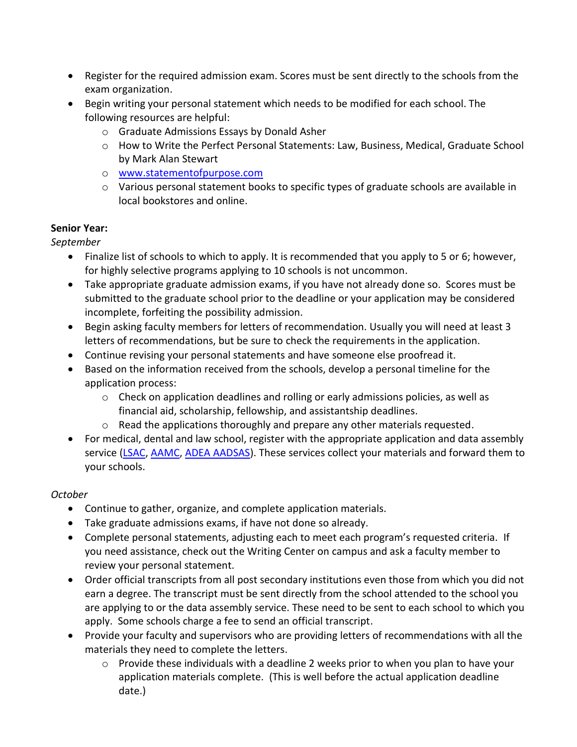- Register for the required admission exam. Scores must be sent directly to the schools from the exam organization.
- Begin writing your personal statement which needs to be modified for each school. The following resources are helpful:
  - Graduate Admissions Essays by Donald Asher
  - How to Write the Perfect Personal Statements: Law, Business, Medical, Graduate School by Mark Alan Stewart
  - [www.statementofpurpose.com](http://www.statementofpurpose.com)
  - Various personal statement books to specific types of graduate schools are available in local bookstores and online.

**Senior Year:**

*September*

- Finalize list of schools to which to apply. It is recommended that you apply to 5 or 6; however, for highly selective programs applying to 10 schools is not uncommon.
- Take appropriate graduate admission exams, if you have not already done so. Scores must be submitted to the graduate school prior to the deadline or your application may be considered incomplete, forfeiting the possibility admission.
- Begin asking faculty members for letters of recommendation. Usually you will need at least 3 letters of recommendations, but be sure to check the requirements in the application.
- Continue revising your personal statements and have someone else proofread it.
- Based on the information received from the schools, develop a personal timeline for the application process:
  - Check on application deadlines and rolling or early admissions policies, as well as financial aid, scholarship, fellowship, and assistantship deadlines.
  - Read the applications thoroughly and prepare any other materials requested.
- For medical, dental and law school, register with the appropriate application and data assembly service (LSAC, AAMC, ADEA AADSAS). These services collect your materials and forward them to your schools.

*October*

- Continue to gather, organize, and complete application materials.
- Take graduate admissions exams, if have not done so already.
- Complete personal statements, adjusting each to meet each program's requested criteria. If you need assistance, check out the Writing Center on campus and ask a faculty member to review your personal statement.
- Order official transcripts from all post secondary institutions even those from which you did not earn a degree. The transcript must be sent directly from the school attended to the school you are applying to or the data assembly service. These need to be sent to each school to which you apply. Some schools charge a fee to send an official transcript.
- Provide your faculty and supervisors who are providing letters of recommendations with all the materials they need to complete the letters.
  - Provide these individuals with a deadline 2 weeks prior to when you plan to have your application materials complete. (This is well before the actual application deadline date.)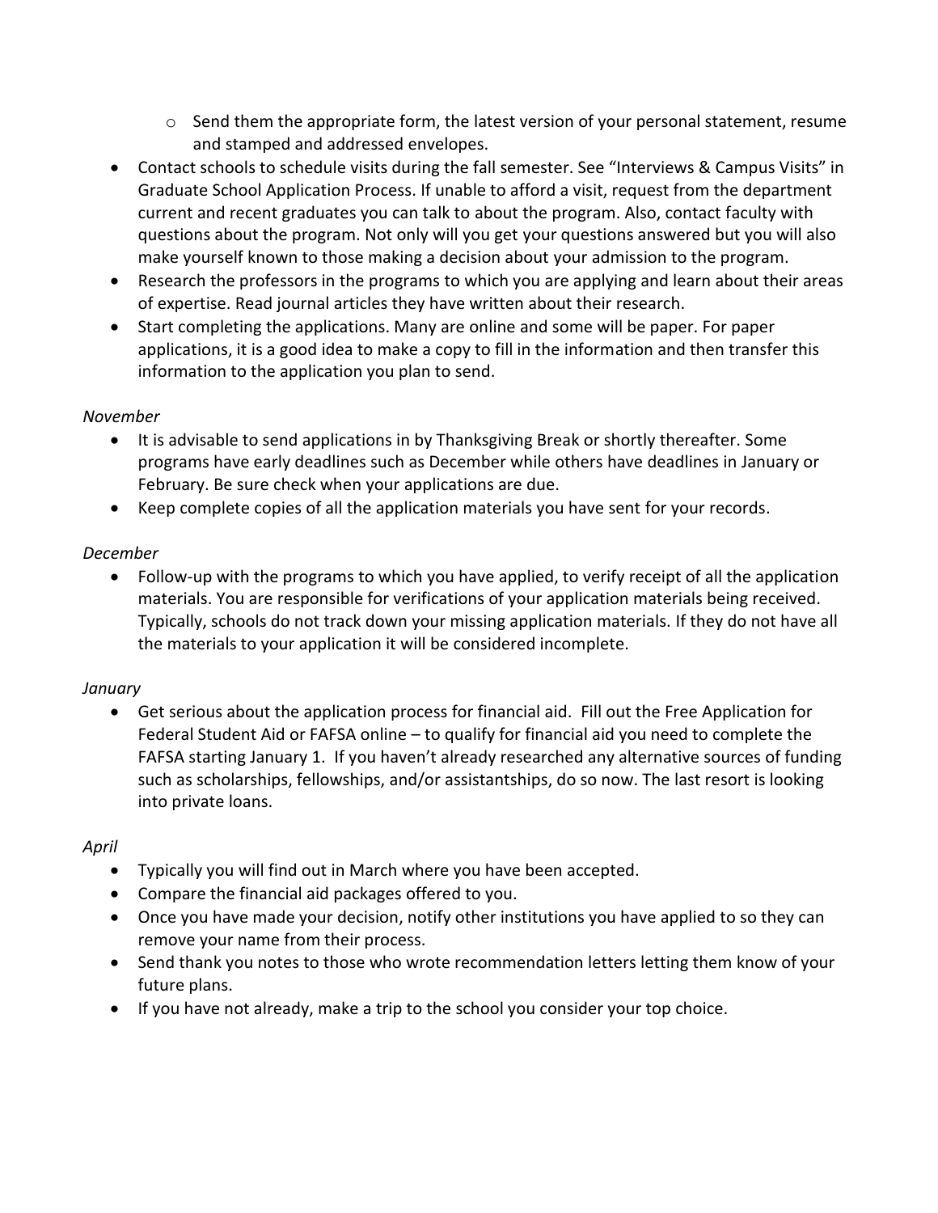- Send them the appropriate form, the latest version of your personal statement, resume and stamped and addressed envelopes.
- Contact schools to schedule visits during the fall semester. See "Interviews & Campus Visits" in Graduate School Application Process. If unable to afford a visit, request from the department current and recent graduates you can talk to about the program. Also, contact faculty with questions about the program. Not only will you get your questions answered but you will also make yourself known to those making a decision about your admission to the program.
- Research the professors in the programs to which you are applying and learn about their areas of expertise. Read journal articles they have written about their research.
- Start completing the applications. Many are online and some will be paper. For paper applications, it is a good idea to make a copy to fill in the information and then transfer this information to the application you plan to send.

*November*

- It is advisable to send applications in by Thanksgiving Break or shortly thereafter. Some programs have early deadlines such as December while others have deadlines in January or February. Be sure check when your applications are due.
- Keep complete copies of all the application materials you have sent for your records.

*December*

- Follow-up with the programs to which you have applied, to verify receipt of all the application materials. You are responsible for verifications of your application materials being received. Typically, schools do not track down your missing application materials. If they do not have all the materials to your application it will be considered incomplete.

*January*

- Get serious about the application process for financial aid. Fill out the Free Application for Federal Student Aid or FAFSA online – to qualify for financial aid you need to complete the FAFSA starting January 1. If you haven't already researched any alternative sources of funding such as scholarships, fellowships, and/or assistantships, do so now. The last resort is looking into private loans.

*April*

- Typically you will find out in March where you have been accepted.
- Compare the financial aid packages offered to you.
- Once you have made your decision, notify other institutions you have applied to so they can remove your name from their process.
- Send thank you notes to those who wrote recommendation letters letting them know of your future plans.
- If you have not already, make a trip to the school you consider your top choice.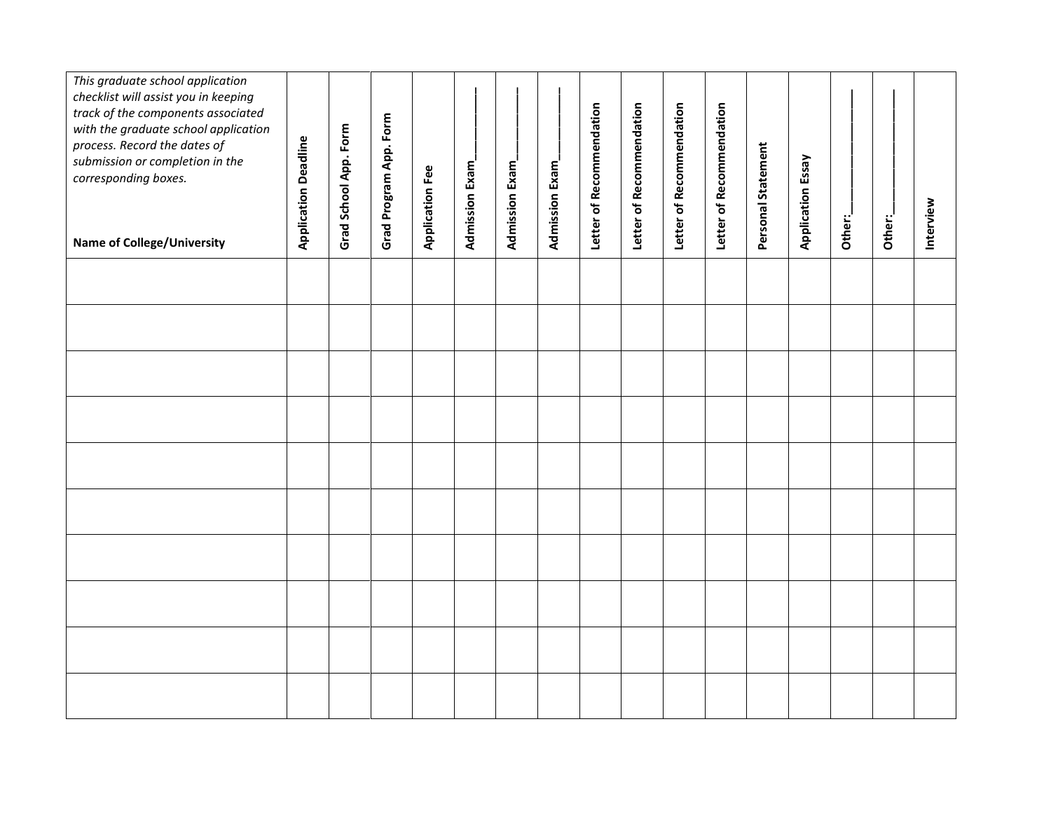| *This graduate school application checklist will assist you in keeping track of the components associated with the graduate school application process. Record the dates of submission or completion in the corresponding boxes.* **Name of College/University** | **Application Deadline** | **Grad School App. Form** | **Grad Program App. Form** | **Application Fee** | **Admission Exam__________** | **Admission Exam__________** | **Admission Exam__________** | **Letter of Recommendation** | **Letter of Recommendation** | **Letter of Recommendation** | **Letter of Recommendation** | **Personal Statement** | **Application Essay** | **Other:______________** | **Other:______________** | **Interview** |
|---|---|---|---|---|---|---|---|---|---|---|---|---|---|---|---|---|
| | | | | | | | | | | | | | | | | |
| | | | | | | | | | | | | | | | | |
| | | | | | | | | | | | | | | | | |
| | | | | | | | | | | | | | | | | |
| | | | | | | | | | | | | | | | | |
| | | | | | | | | | | | | | | | | |
| | | | | | | | | | | | | | | | | |
| | | | | | | | | | | | | | | | | |
| | | | | | | | | | | | | | | | | |
| | | | | | | | | | | | | | | | | |